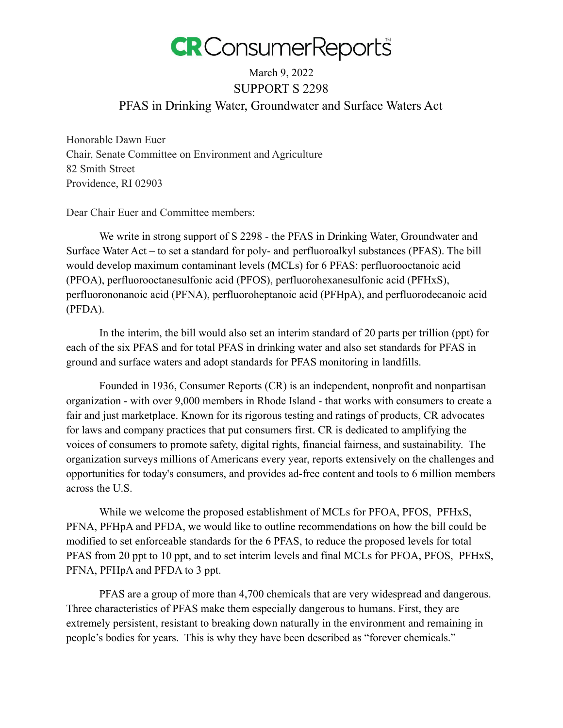# CR ConsumerReports

March 9, 2022

SUPPORT S 2298

PFAS in Drinking Water, Groundwater and Surface Waters Act

Honorable Dawn Euer
Chair, Senate Committee on Environment and Agriculture
82 Smith Street
Providence, RI 02903

Dear Chair Euer and Committee members:

We write in strong support of S 2298 - the PFAS in Drinking Water, Groundwater and Surface Water Act – to set a standard for poly- and perfluoroalkyl substances (PFAS). The bill would develop maximum contaminant levels (MCLs) for 6 PFAS: perfluorooctanoic acid (PFOA), perfluorooctanesulfonic acid (PFOS), perfluorohexanesulfonic acid (PFHxS), perfluorononanoic acid (PFNA), perfluoroheptanoic acid (PFHpA), and perfluorodecanoic acid (PFDA).

In the interim, the bill would also set an interim standard of 20 parts per trillion (ppt) for each of the six PFAS and for total PFAS in drinking water and also set standards for PFAS in ground and surface waters and adopt standards for PFAS monitoring in landfills.

Founded in 1936, Consumer Reports (CR) is an independent, nonprofit and nonpartisan organization - with over 9,000 members in Rhode Island - that works with consumers to create a fair and just marketplace. Known for its rigorous testing and ratings of products, CR advocates for laws and company practices that put consumers first. CR is dedicated to amplifying the voices of consumers to promote safety, digital rights, financial fairness, and sustainability. The organization surveys millions of Americans every year, reports extensively on the challenges and opportunities for today's consumers, and provides ad-free content and tools to 6 million members across the U.S.

While we welcome the proposed establishment of MCLs for PFOA, PFOS, PFHxS, PFNA, PFHpA and PFDA, we would like to outline recommendations on how the bill could be modified to set enforceable standards for the 6 PFAS, to reduce the proposed levels for total PFAS from 20 ppt to 10 ppt, and to set interim levels and final MCLs for PFOA, PFOS, PFHxS, PFNA, PFHpA and PFDA to 3 ppt.

PFAS are a group of more than 4,700 chemicals that are very widespread and dangerous. Three characteristics of PFAS make them especially dangerous to humans. First, they are extremely persistent, resistant to breaking down naturally in the environment and remaining in people's bodies for years. This is why they have been described as "forever chemicals."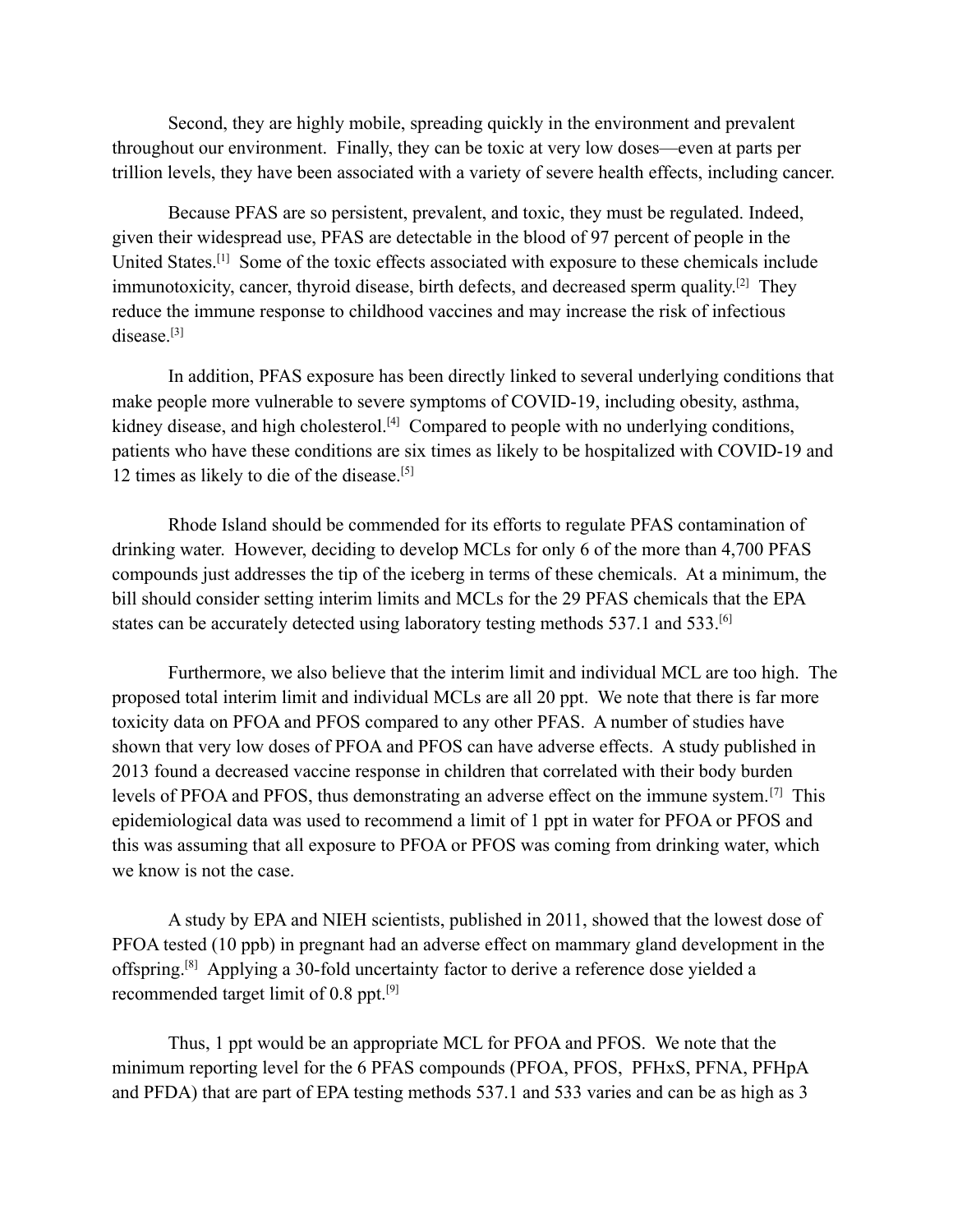Second, they are highly mobile, spreading quickly in the environment and prevalent throughout our environment. Finally, they can be toxic at very low doses—even at parts per trillion levels, they have been associated with a variety of severe health effects, including cancer.

Because PFAS are so persistent, prevalent, and toxic, they must be regulated. Indeed, given their widespread use, PFAS are detectable in the blood of 97 percent of people in the United States.[1] Some of the toxic effects associated with exposure to these chemicals include immunotoxicity, cancer, thyroid disease, birth defects, and decreased sperm quality.[2] They reduce the immune response to childhood vaccines and may increase the risk of infectious disease.[3]

In addition, PFAS exposure has been directly linked to several underlying conditions that make people more vulnerable to severe symptoms of COVID-19, including obesity, asthma, kidney disease, and high cholesterol.[4] Compared to people with no underlying conditions, patients who have these conditions are six times as likely to be hospitalized with COVID-19 and 12 times as likely to die of the disease.[5]

Rhode Island should be commended for its efforts to regulate PFAS contamination of drinking water. However, deciding to develop MCLs for only 6 of the more than 4,700 PFAS compounds just addresses the tip of the iceberg in terms of these chemicals. At a minimum, the bill should consider setting interim limits and MCLs for the 29 PFAS chemicals that the EPA states can be accurately detected using laboratory testing methods 537.1 and 533.[6]

Furthermore, we also believe that the interim limit and individual MCL are too high. The proposed total interim limit and individual MCLs are all 20 ppt. We note that there is far more toxicity data on PFOA and PFOS compared to any other PFAS. A number of studies have shown that very low doses of PFOA and PFOS can have adverse effects. A study published in 2013 found a decreased vaccine response in children that correlated with their body burden levels of PFOA and PFOS, thus demonstrating an adverse effect on the immune system.[7] This epidemiological data was used to recommend a limit of 1 ppt in water for PFOA or PFOS and this was assuming that all exposure to PFOA or PFOS was coming from drinking water, which we know is not the case.

A study by EPA and NIEH scientists, published in 2011, showed that the lowest dose of PFOA tested (10 ppb) in pregnant had an adverse effect on mammary gland development in the offspring.[8] Applying a 30-fold uncertainty factor to derive a reference dose yielded a recommended target limit of 0.8 ppt.[9]

Thus, 1 ppt would be an appropriate MCL for PFOA and PFOS. We note that the minimum reporting level for the 6 PFAS compounds (PFOA, PFOS, PFHxS, PFNA, PFHpA and PFDA) that are part of EPA testing methods 537.1 and 533 varies and can be as high as 3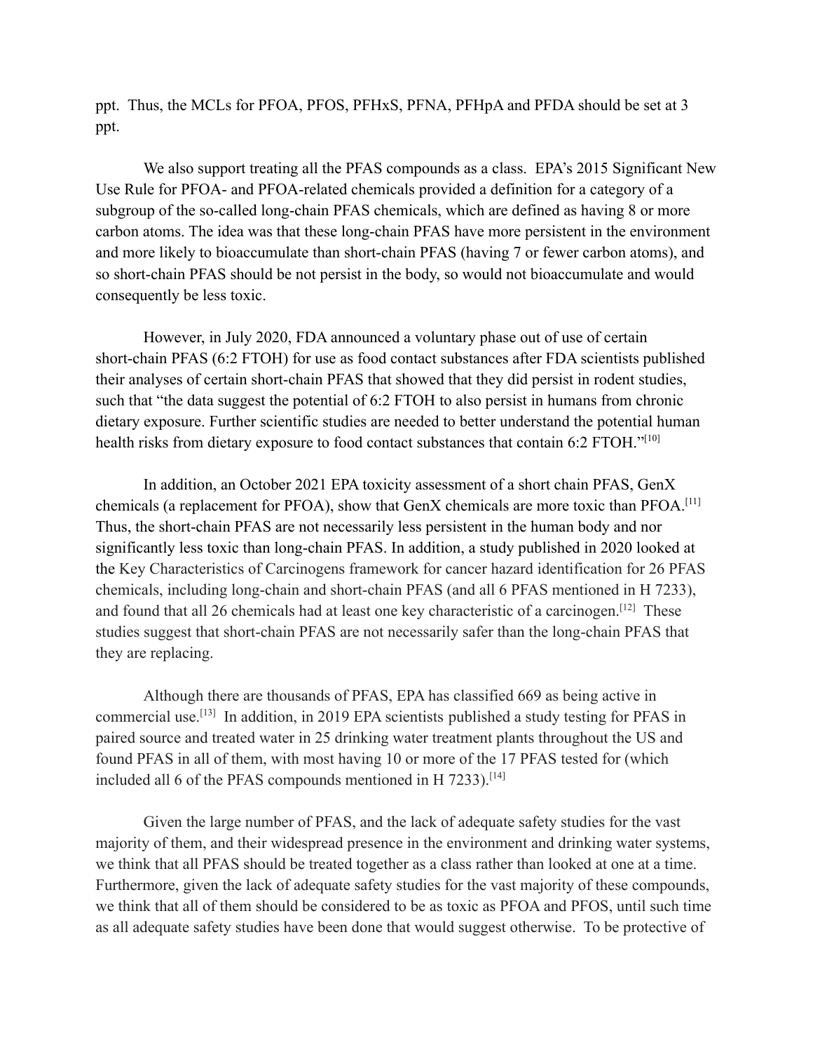ppt. Thus, the MCLs for PFOA, PFOS, PFHxS, PFNA, PFHpA and PFDA should be set at 3 ppt.

We also support treating all the PFAS compounds as a class. EPA's 2015 Significant New Use Rule for PFOA- and PFOA-related chemicals provided a definition for a category of a subgroup of the so-called long-chain PFAS chemicals, which are defined as having 8 or more carbon atoms. The idea was that these long-chain PFAS have more persistent in the environment and more likely to bioaccumulate than short-chain PFAS (having 7 or fewer carbon atoms), and so short-chain PFAS should be not persist in the body, so would not bioaccumulate and would consequently be less toxic.

However, in July 2020, FDA announced a voluntary phase out of use of certain short-chain PFAS (6:2 FTOH) for use as food contact substances after FDA scientists published their analyses of certain short-chain PFAS that showed that they did persist in rodent studies, such that "the data suggest the potential of 6:2 FTOH to also persist in humans from chronic dietary exposure. Further scientific studies are needed to better understand the potential human health risks from dietary exposure to food contact substances that contain 6:2 FTOH."[10]

In addition, an October 2021 EPA toxicity assessment of a short chain PFAS, GenX chemicals (a replacement for PFOA), show that GenX chemicals are more toxic than PFOA.[11] Thus, the short-chain PFAS are not necessarily less persistent in the human body and nor significantly less toxic than long-chain PFAS. In addition, a study published in 2020 looked at the Key Characteristics of Carcinogens framework for cancer hazard identification for 26 PFAS chemicals, including long-chain and short-chain PFAS (and all 6 PFAS mentioned in H 7233), and found that all 26 chemicals had at least one key characteristic of a carcinogen.[12] These studies suggest that short-chain PFAS are not necessarily safer than the long-chain PFAS that they are replacing.

Although there are thousands of PFAS, EPA has classified 669 as being active in commercial use.[13] In addition, in 2019 EPA scientists published a study testing for PFAS in paired source and treated water in 25 drinking water treatment plants throughout the US and found PFAS in all of them, with most having 10 or more of the 17 PFAS tested for (which included all 6 of the PFAS compounds mentioned in H 7233).[14]

Given the large number of PFAS, and the lack of adequate safety studies for the vast majority of them, and their widespread presence in the environment and drinking water systems, we think that all PFAS should be treated together as a class rather than looked at one at a time. Furthermore, given the lack of adequate safety studies for the vast majority of these compounds, we think that all of them should be considered to be as toxic as PFOA and PFOS, until such time as all adequate safety studies have been done that would suggest otherwise. To be protective of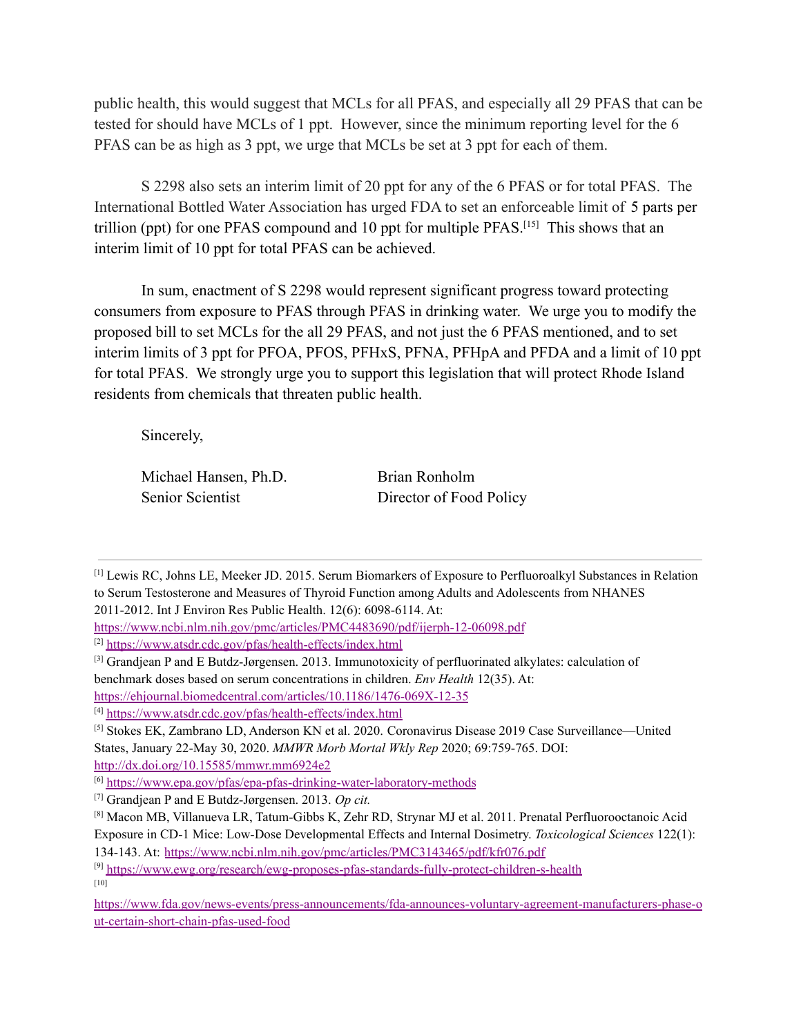public health, this would suggest that MCLs for all PFAS, and especially all 29 PFAS that can be tested for should have MCLs of 1 ppt. However, since the minimum reporting level for the 6 PFAS can be as high as 3 ppt, we urge that MCLs be set at 3 ppt for each of them.

S 2298 also sets an interim limit of 20 ppt for any of the 6 PFAS or for total PFAS. The International Bottled Water Association has urged FDA to set an enforceable limit of 5 parts per trillion (ppt) for one PFAS compound and 10 ppt for multiple PFAS.[15] This shows that an interim limit of 10 ppt for total PFAS can be achieved.

In sum, enactment of S 2298 would represent significant progress toward protecting consumers from exposure to PFAS through PFAS in drinking water. We urge you to modify the proposed bill to set MCLs for the all 29 PFAS, and not just the 6 PFAS mentioned, and to set interim limits of 3 ppt for PFOA, PFOS, PFHxS, PFNA, PFHpA and PFDA and a limit of 10 ppt for total PFAS. We strongly urge you to support this legislation that will protect Rhode Island residents from chemicals that threaten public health.

Sincerely,

Michael Hansen, Ph.D.
Senior Scientist

Brian Ronholm
Director of Food Policy

---

[1] Lewis RC, Johns LE, Meeker JD. 2015. Serum Biomarkers of Exposure to Perfluoroalkyl Substances in Relation to Serum Testosterone and Measures of Thyroid Function among Adults and Adolescents from NHANES 2011-2012. Int J Environ Res Public Health. 12(6): 6098-6114. At: https://www.ncbi.nlm.nih.gov/pmc/articles/PMC4483690/pdf/ijerph-12-06098.pdf

[2] https://www.atsdr.cdc.gov/pfas/health-effects/index.html

[3] Grandjean P and E Butdz-Jørgensen. 2013. Immunotoxicity of perfluorinated alkylates: calculation of benchmark doses based on serum concentrations in children. *Env Health* 12(35). At: https://ehjournal.biomedcentral.com/articles/10.1186/1476-069X-12-35

[4] https://www.atsdr.cdc.gov/pfas/health-effects/index.html

[5] Stokes EK, Zambrano LD, Anderson KN et al. 2020. Coronavirus Disease 2019 Case Surveillance—United States, January 22-May 30, 2020. *MMWR Morb Mortal Wkly Rep* 2020; 69:759-765. DOI: http://dx.doi.org/10.15585/mmwr.mm6924e2

[6] https://www.epa.gov/pfas/epa-pfas-drinking-water-laboratory-methods

[7] Grandjean P and E Butdz-Jørgensen. 2013. *Op cit.*

[8] Macon MB, Villanueva LR, Tatum-Gibbs K, Zehr RD, Strynar MJ et al. 2011. Prenatal Perfluorooctanoic Acid Exposure in CD-1 Mice: Low-Dose Developmental Effects and Internal Dosimetry. *Toxicological Sciences* 122(1): 134-143. At: https://www.ncbi.nlm.nih.gov/pmc/articles/PMC3143465/pdf/kfr076.pdf

[9] https://www.ewg.org/research/ewg-proposes-pfas-standards-fully-protect-children-s-health

[10] https://www.fda.gov/news-events/press-announcements/fda-announces-voluntary-agreement-manufacturers-phase-out-certain-short-chain-pfas-used-food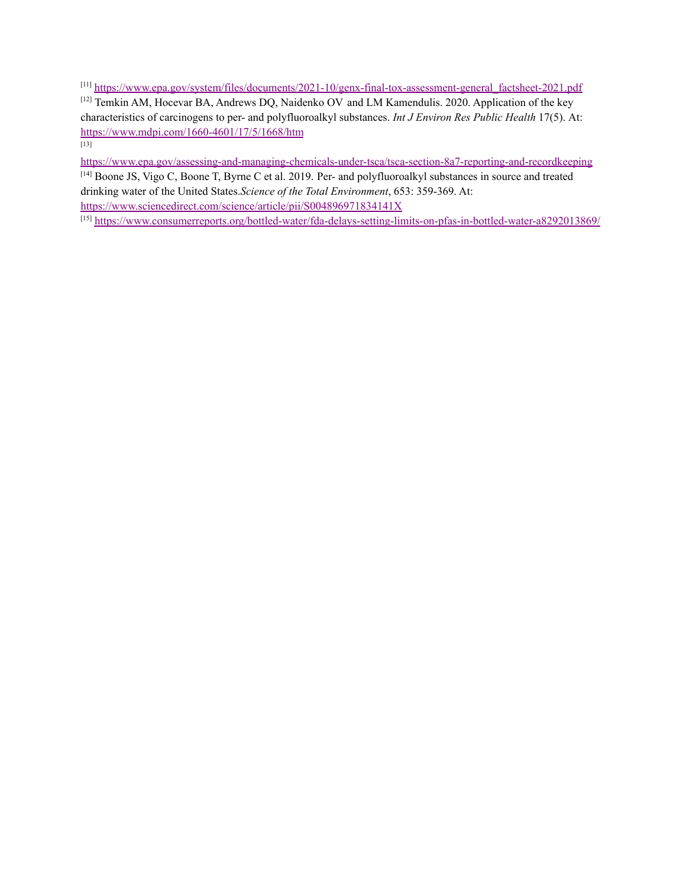[11] https://www.epa.gov/system/files/documents/2021-10/genx-final-tox-assessment-general_factsheet-2021.pdf

[12] Temkin AM, Hocevar BA, Andrews DQ, Naidenko OV and LM Kamendulis. 2020. Application of the key characteristics of carcinogens to per- and polyfluoroalkyl substances. *Int J Environ Res Public Health* 17(5). At: https://www.mdpi.com/1660-4601/17/5/1668/htm

[13] https://www.epa.gov/assessing-and-managing-chemicals-under-tsca/tsca-section-8a7-reporting-and-recordkeeping

[14] Boone JS, Vigo C, Boone T, Byrne C et al. 2019. Per- and polyfluoroalkyl substances in source and treated drinking water of the United States.*Science of the Total Environment*, 653: 359-369. At: https://www.sciencedirect.com/science/article/pii/S004896971834141X

[15] https://www.consumerreports.org/bottled-water/fda-delays-setting-limits-on-pfas-in-bottled-water-a8292013869/